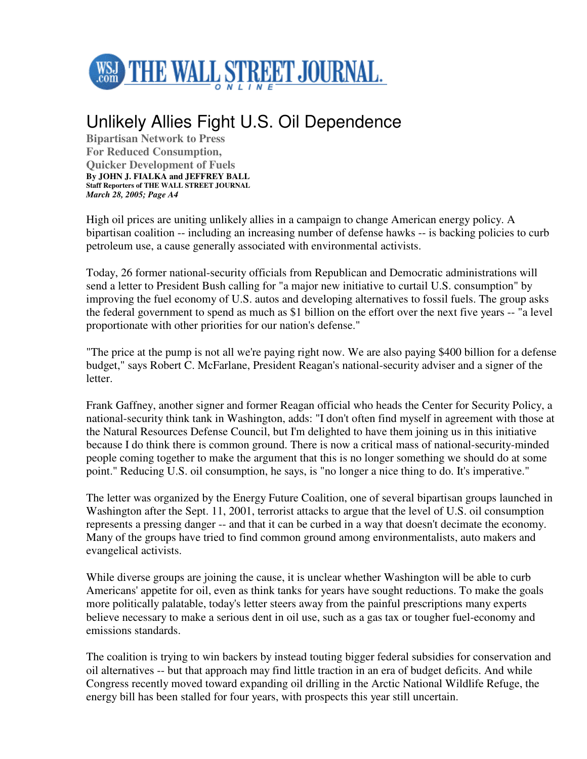THE WALL STREET JOURNAL ONLINE

# Unlikely Allies Fight U.S. Oil Dependence

**Bipartisan Network to Press For Reduced Consumption, Quicker Development of Fuels**

**By JOHN J. FIALKA and JEFFREY BALL**
**Staff Reporters of THE WALL STREET JOURNAL**
*March 28, 2005; Page A4*

High oil prices are uniting unlikely allies in a campaign to change American energy policy. A bipartisan coalition -- including an increasing number of defense hawks -- is backing policies to curb petroleum use, a cause generally associated with environmental activists.

Today, 26 former national-security officials from Republican and Democratic administrations will send a letter to President Bush calling for "a major new initiative to curtail U.S. consumption" by improving the fuel economy of U.S. autos and developing alternatives to fossil fuels. The group asks the federal government to spend as much as $1 billion on the effort over the next five years -- "a level proportionate with other priorities for our nation's defense."

"The price at the pump is not all we're paying right now. We are also paying $400 billion for a defense budget," says Robert C. McFarlane, President Reagan's national-security adviser and a signer of the letter.

Frank Gaffney, another signer and former Reagan official who heads the Center for Security Policy, a national-security think tank in Washington, adds: "I don't often find myself in agreement with those at the Natural Resources Defense Council, but I'm delighted to have them joining us in this initiative because I do think there is common ground. There is now a critical mass of national-security-minded people coming together to make the argument that this is no longer something we should do at some point." Reducing U.S. oil consumption, he says, is "no longer a nice thing to do. It's imperative."

The letter was organized by the Energy Future Coalition, one of several bipartisan groups launched in Washington after the Sept. 11, 2001, terrorist attacks to argue that the level of U.S. oil consumption represents a pressing danger -- and that it can be curbed in a way that doesn't decimate the economy. Many of the groups have tried to find common ground among environmentalists, auto makers and evangelical activists.

While diverse groups are joining the cause, it is unclear whether Washington will be able to curb Americans' appetite for oil, even as think tanks for years have sought reductions. To make the goals more politically palatable, today's letter steers away from the painful prescriptions many experts believe necessary to make a serious dent in oil use, such as a gas tax or tougher fuel-economy and emissions standards.

The coalition is trying to win backers by instead touting bigger federal subsidies for conservation and oil alternatives -- but that approach may find little traction in an era of budget deficits. And while Congress recently moved toward expanding oil drilling in the Arctic National Wildlife Refuge, the energy bill has been stalled for four years, with prospects this year still uncertain.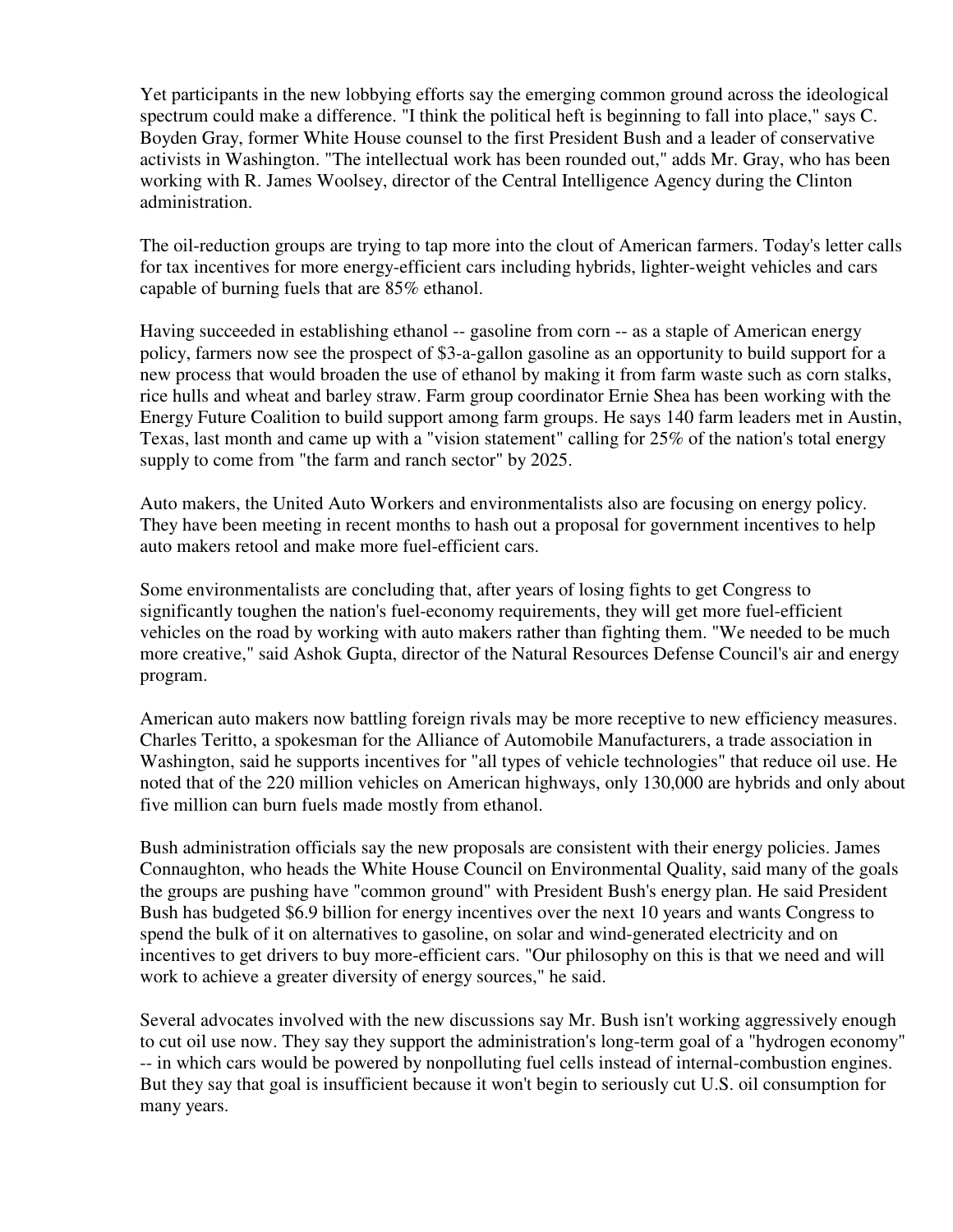Yet participants in the new lobbying efforts say the emerging common ground across the ideological spectrum could make a difference. "I think the political heft is beginning to fall into place," says C. Boyden Gray, former White House counsel to the first President Bush and a leader of conservative activists in Washington. "The intellectual work has been rounded out," adds Mr. Gray, who has been working with R. James Woolsey, director of the Central Intelligence Agency during the Clinton administration.

The oil-reduction groups are trying to tap more into the clout of American farmers. Today's letter calls for tax incentives for more energy-efficient cars including hybrids, lighter-weight vehicles and cars capable of burning fuels that are 85% ethanol.

Having succeeded in establishing ethanol -- gasoline from corn -- as a staple of American energy policy, farmers now see the prospect of $3-a-gallon gasoline as an opportunity to build support for a new process that would broaden the use of ethanol by making it from farm waste such as corn stalks, rice hulls and wheat and barley straw. Farm group coordinator Ernie Shea has been working with the Energy Future Coalition to build support among farm groups. He says 140 farm leaders met in Austin, Texas, last month and came up with a "vision statement" calling for 25% of the nation's total energy supply to come from "the farm and ranch sector" by 2025.

Auto makers, the United Auto Workers and environmentalists also are focusing on energy policy. They have been meeting in recent months to hash out a proposal for government incentives to help auto makers retool and make more fuel-efficient cars.

Some environmentalists are concluding that, after years of losing fights to get Congress to significantly toughen the nation's fuel-economy requirements, they will get more fuel-efficient vehicles on the road by working with auto makers rather than fighting them. "We needed to be much more creative," said Ashok Gupta, director of the Natural Resources Defense Council's air and energy program.

American auto makers now battling foreign rivals may be more receptive to new efficiency measures. Charles Teritto, a spokesman for the Alliance of Automobile Manufacturers, a trade association in Washington, said he supports incentives for "all types of vehicle technologies" that reduce oil use. He noted that of the 220 million vehicles on American highways, only 130,000 are hybrids and only about five million can burn fuels made mostly from ethanol.

Bush administration officials say the new proposals are consistent with their energy policies. James Connaughton, who heads the White House Council on Environmental Quality, said many of the goals the groups are pushing have "common ground" with President Bush's energy plan. He said President Bush has budgeted $6.9 billion for energy incentives over the next 10 years and wants Congress to spend the bulk of it on alternatives to gasoline, on solar and wind-generated electricity and on incentives to get drivers to buy more-efficient cars. "Our philosophy on this is that we need and will work to achieve a greater diversity of energy sources," he said.

Several advocates involved with the new discussions say Mr. Bush isn't working aggressively enough to cut oil use now. They say they support the administration's long-term goal of a "hydrogen economy" -- in which cars would be powered by nonpolluting fuel cells instead of internal-combustion engines. But they say that goal is insufficient because it won't begin to seriously cut U.S. oil consumption for many years.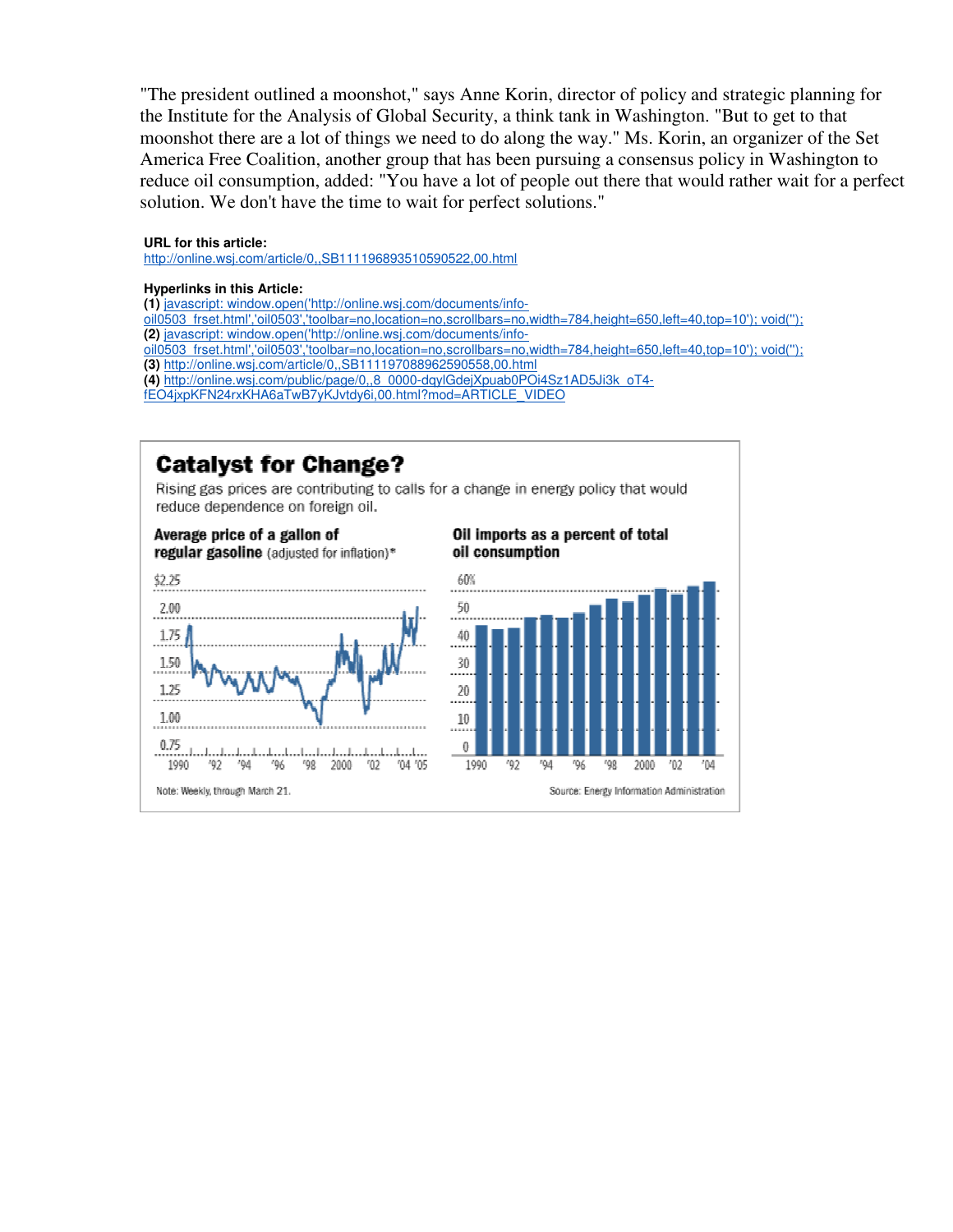"The president outlined a moonshot," says Anne Korin, director of policy and strategic planning for the Institute for the Analysis of Global Security, a think tank in Washington. "But to get to that moonshot there are a lot of things we need to do along the way." Ms. Korin, an organizer of the Set America Free Coalition, another group that has been pursuing a consensus policy in Washington to reduce oil consumption, added: "You have a lot of people out there that would rather wait for a perfect solution. We don't have the time to wait for perfect solutions."

**URL for this article:**
http://online.wsj.com/article/0,,SB111196893510590522,00.html

**Hyperlinks in this Article:**

**(1)** javascript: window.open('http://online.wsj.com/documents/info-oil0503_frset.html','oil0503','toolbar=no,location=no,scrollbars=no,width=784,height=650,left=40,top=10'); void('');

**(2)** javascript: window.open('http://online.wsj.com/documents/info-oil0503_frset.html','oil0503','toolbar=no,location=no,scrollbars=no,width=784,height=650,left=40,top=10'); void('');

**(3)** http://online.wsj.com/article/0,,SB111197088962590558,00.html

**(4)** http://online.wsj.com/public/page/0,,8_0000-dqylGdejXpuab0POi4Sz1AD5Ji3k_oT4-fEO4jxpKFN24rxKHA6aTwB7yKJvtdy6i,00.html?mod=ARTICLE_VIDEO

## Catalyst for Change?

Rising gas prices are contributing to calls for a change in energy policy that would reduce dependence on foreign oil.

**Average price of a gallon of regular gasoline** (adjusted for inflation)*

$2.25
2.00
1.75
1.50
1.25
1.00
0.75
1990 '92 '94 '96 '98 2000 '02 '04 '05

**Oil imports as a percent of total oil consumption**

60%
50
40
30
20
10
0
1990 '92 '94 '96 '98 2000 '02 '04

Note: Weekly, through March 21.

Source: Energy Information Administration